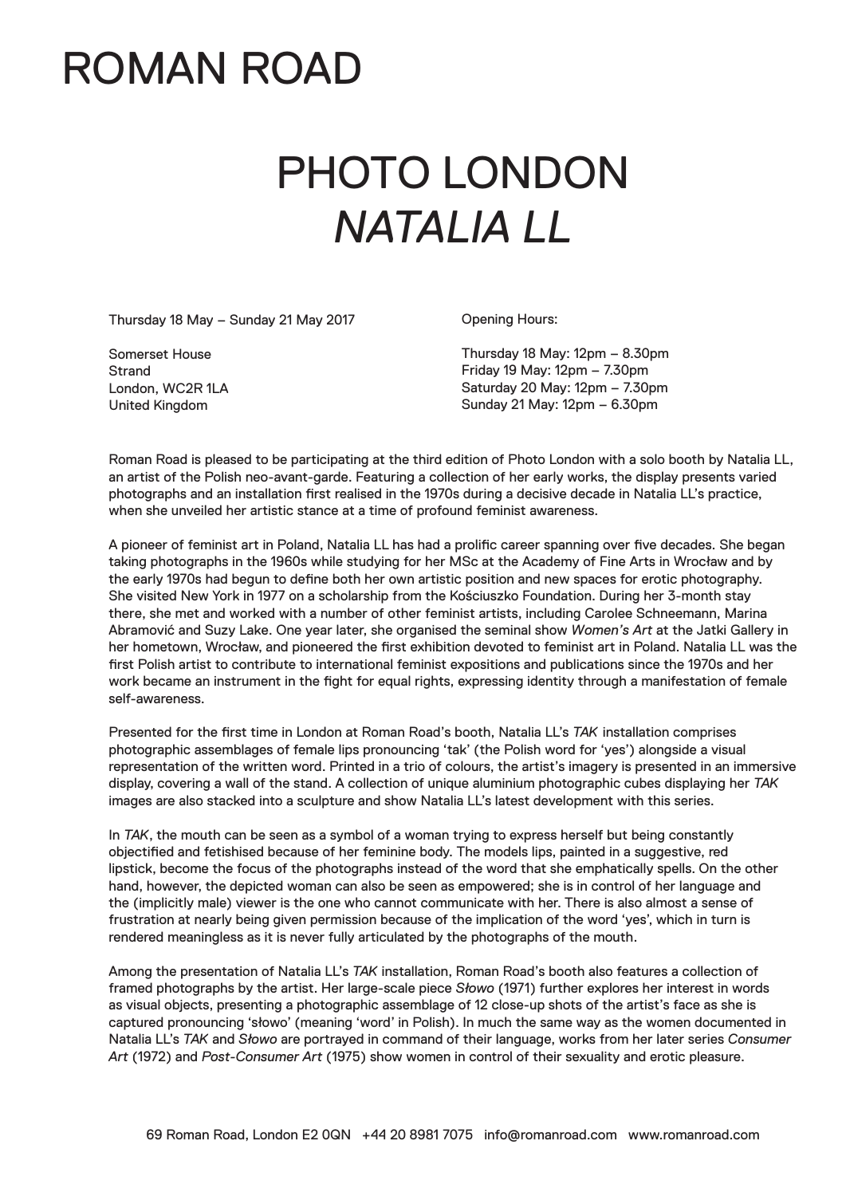# ROMAN ROAD

## PHOTO LONDON
## *NATALIA LL*

Thursday 18 May – Sunday 21 May 2017

Somerset House
Strand
London, WC2R 1LA
United Kingdom

Opening Hours:

Thursday 18 May: 12pm – 8.30pm
Friday 19 May: 12pm – 7.30pm
Saturday 20 May: 12pm – 7.30pm
Sunday 21 May: 12pm – 6.30pm

Roman Road is pleased to be participating at the third edition of Photo London with a solo booth by Natalia LL, an artist of the Polish neo-avant-garde. Featuring a collection of her early works, the display presents varied photographs and an installation first realised in the 1970s during a decisive decade in Natalia LL's practice, when she unveiled her artistic stance at a time of profound feminist awareness.

A pioneer of feminist art in Poland, Natalia LL has had a prolific career spanning over five decades. She began taking photographs in the 1960s while studying for her MSc at the Academy of Fine Arts in Wrocław and by the early 1970s had begun to define both her own artistic position and new spaces for erotic photography. She visited New York in 1977 on a scholarship from the Kościuszko Foundation. During her 3-month stay there, she met and worked with a number of other feminist artists, including Carolee Schneemann, Marina Abramović and Suzy Lake. One year later, she organised the seminal show *Women's Art* at the Jatki Gallery in her hometown, Wrocław, and pioneered the first exhibition devoted to feminist art in Poland. Natalia LL was the first Polish artist to contribute to international feminist expositions and publications since the 1970s and her work became an instrument in the fight for equal rights, expressing identity through a manifestation of female self-awareness.

Presented for the first time in London at Roman Road's booth, Natalia LL's *TAK* installation comprises photographic assemblages of female lips pronouncing 'tak' (the Polish word for 'yes') alongside a visual representation of the written word. Printed in a trio of colours, the artist's imagery is presented in an immersive display, covering a wall of the stand. A collection of unique aluminium photographic cubes displaying her *TAK* images are also stacked into a sculpture and show Natalia LL's latest development with this series.

In *TAK*, the mouth can be seen as a symbol of a woman trying to express herself but being constantly objectified and fetishised because of her feminine body. The models lips, painted in a suggestive, red lipstick, become the focus of the photographs instead of the word that she emphatically spells. On the other hand, however, the depicted woman can also be seen as empowered; she is in control of her language and the (implicitly male) viewer is the one who cannot communicate with her. There is also almost a sense of frustration at nearly being given permission because of the implication of the word 'yes', which in turn is rendered meaningless as it is never fully articulated by the photographs of the mouth.

Among the presentation of Natalia LL's *TAK* installation, Roman Road's booth also features a collection of framed photographs by the artist. Her large-scale piece *Słowo* (1971) further explores her interest in words as visual objects, presenting a photographic assemblage of 12 close-up shots of the artist's face as she is captured pronouncing 'słowo' (meaning 'word' in Polish). In much the same way as the women documented in Natalia LL's *TAK* and *Słowo* are portrayed in command of their language, works from her later series *Consumer Art* (1972) and *Post-Consumer Art* (1975) show women in control of their sexuality and erotic pleasure.

69 Roman Road, London E2 0QN +44 20 8981 7075 info@romanroad.com www.romanroad.com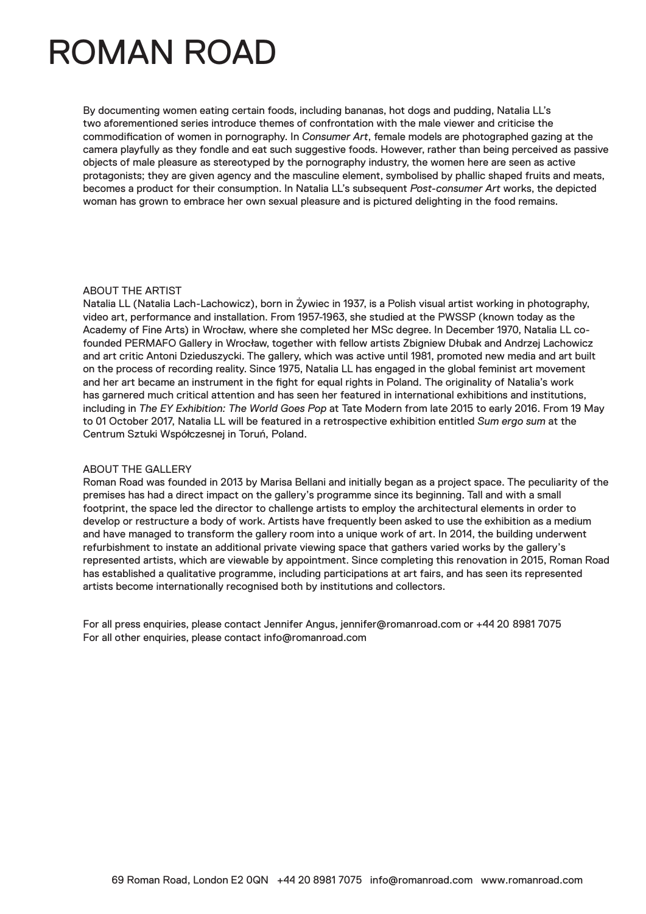# ROMAN ROAD

By documenting women eating certain foods, including bananas, hot dogs and pudding, Natalia LL's two aforementioned series introduce themes of confrontation with the male viewer and criticise the commodification of women in pornography. In *Consumer Art*, female models are photographed gazing at the camera playfully as they fondle and eat such suggestive foods. However, rather than being perceived as passive objects of male pleasure as stereotyped by the pornography industry, the women here are seen as active protagonists; they are given agency and the masculine element, symbolised by phallic shaped fruits and meats, becomes a product for their consumption. In Natalia LL's subsequent *Post-consumer Art* works, the depicted woman has grown to embrace her own sexual pleasure and is pictured delighting in the food remains.

ABOUT THE ARTIST

Natalia LL (Natalia Lach-Lachowicz), born in Żywiec in 1937, is a Polish visual artist working in photography, video art, performance and installation. From 1957-1963, she studied at the PWSSP (known today as the Academy of Fine Arts) in Wrocław, where she completed her MSc degree. In December 1970, Natalia LL co-founded PERMAFO Gallery in Wrocław, together with fellow artists Zbigniew Dłubak and Andrzej Lachowicz and art critic Antoni Dzieduszycki. The gallery, which was active until 1981, promoted new media and art built on the process of recording reality. Since 1975, Natalia LL has engaged in the global feminist art movement and her art became an instrument in the fight for equal rights in Poland. The originality of Natalia's work has garnered much critical attention and has seen her featured in international exhibitions and institutions, including in *The EY Exhibition: The World Goes Pop* at Tate Modern from late 2015 to early 2016. From 19 May to 01 October 2017, Natalia LL will be featured in a retrospective exhibition entitled *Sum ergo sum* at the Centrum Sztuki Współczesnej in Toruń, Poland.

ABOUT THE GALLERY

Roman Road was founded in 2013 by Marisa Bellani and initially began as a project space. The peculiarity of the premises has had a direct impact on the gallery's programme since its beginning. Tall and with a small footprint, the space led the director to challenge artists to employ the architectural elements in order to develop or restructure a body of work. Artists have frequently been asked to use the exhibition as a medium and have managed to transform the gallery room into a unique work of art. In 2014, the building underwent refurbishment to instate an additional private viewing space that gathers varied works by the gallery's represented artists, which are viewable by appointment. Since completing this renovation in 2015, Roman Road has established a qualitative programme, including participations at art fairs, and has seen its represented artists become internationally recognised both by institutions and collectors.

For all press enquiries, please contact Jennifer Angus, jennifer@romanroad.com or +44 20 8981 7075
For all other enquiries, please contact info@romanroad.com

69 Roman Road, London E2 0QN +44 20 8981 7075 info@romanroad.com www.romanroad.com